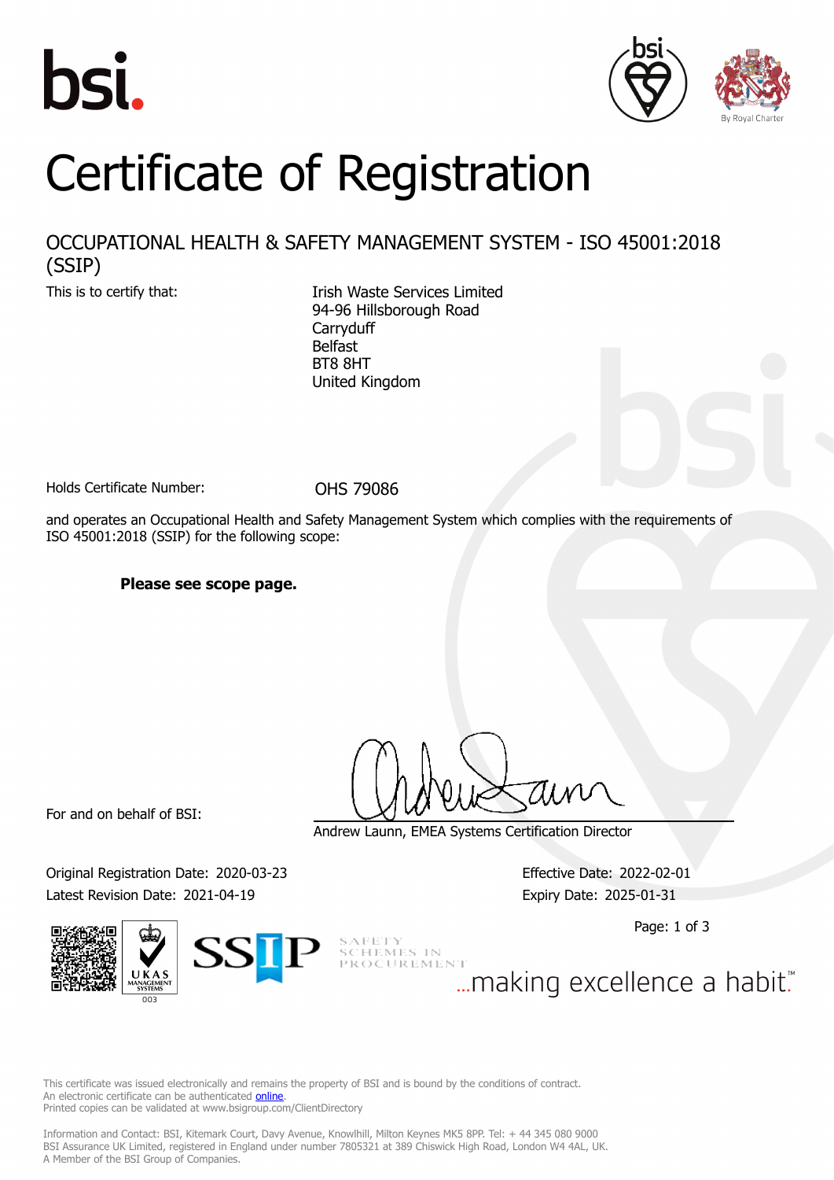# Certificate of Registration

## OCCUPATIONAL HEALTH & SAFETY MANAGEMENT SYSTEM - ISO 45001:2018 (SSIP)

This is to certify that:

Irish Waste Services Limited
94-96 Hillsborough Road
Carryduff
Belfast
BT8 8HT
United Kingdom

Holds Certificate Number: **OHS 79086**

and operates an Occupational Health and Safety Management System which complies with the requirements of ISO 45001:2018 (SSIP) for the following scope:

**Please see scope page.**

For and on behalf of BSI:

Andrew Launn, EMEA Systems Certification Director

Original Registration Date: 2020-03-23
Latest Revision Date: 2021-04-19

Effective Date: 2022-02-01
Expiry Date: 2025-01-31

SAFETY SCHEMES IN PROCUREMENT

...making excellence a habit.™

This certificate was issued electronically and remains the property of BSI and is bound by the conditions of contract.
An electronic certificate can be authenticated online.
Printed copies can be validated at www.bsigroup.com/ClientDirectory

Information and Contact: BSI, Kitemark Court, Davy Avenue, Knowlhill, Milton Keynes MK5 8PP. Tel: + 44 345 080 9000
BSI Assurance UK Limited, registered in England under number 7805321 at 389 Chiswick High Road, London W4 4AL, UK.
A Member of the BSI Group of Companies.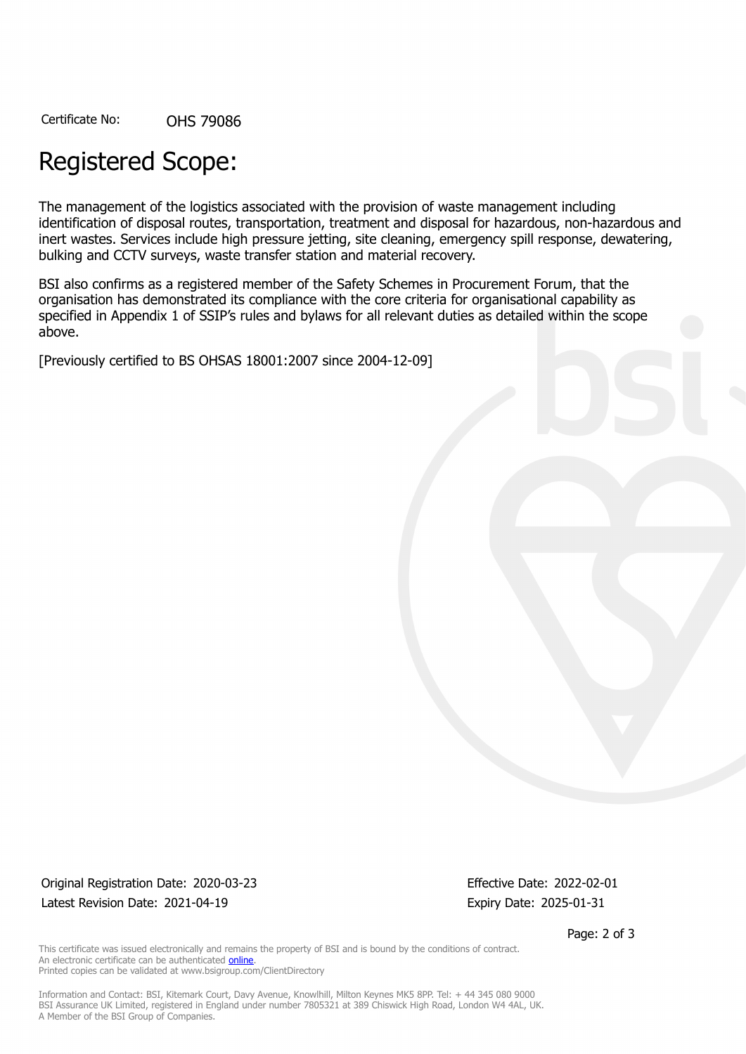Certificate No: OHS 79086

# Registered Scope:

The management of the logistics associated with the provision of waste management including identification of disposal routes, transportation, treatment and disposal for hazardous, non-hazardous and inert wastes. Services include high pressure jetting, site cleaning, emergency spill response, dewatering, bulking and CCTV surveys, waste transfer station and material recovery.

BSI also confirms as a registered member of the Safety Schemes in Procurement Forum, that the organisation has demonstrated its compliance with the core criteria for organisational capability as specified in Appendix 1 of SSIP's rules and bylaws for all relevant duties as detailed within the scope above.

[Previously certified to BS OHSAS 18001:2007 since 2004-12-09]

Original Registration Date: 2020-03-23
Latest Revision Date: 2021-04-19

Effective Date: 2022-02-01
Expiry Date: 2025-01-31

This certificate was issued electronically and remains the property of BSI and is bound by the conditions of contract.
An electronic certificate can be authenticated online.
Printed copies can be validated at www.bsigroup.com/ClientDirectory

Information and Contact: BSI, Kitemark Court, Davy Avenue, Knowlhill, Milton Keynes MK5 8PP. Tel: + 44 345 080 9000
BSI Assurance UK Limited, registered in England under number 7805321 at 389 Chiswick High Road, London W4 4AL, UK.
A Member of the BSI Group of Companies.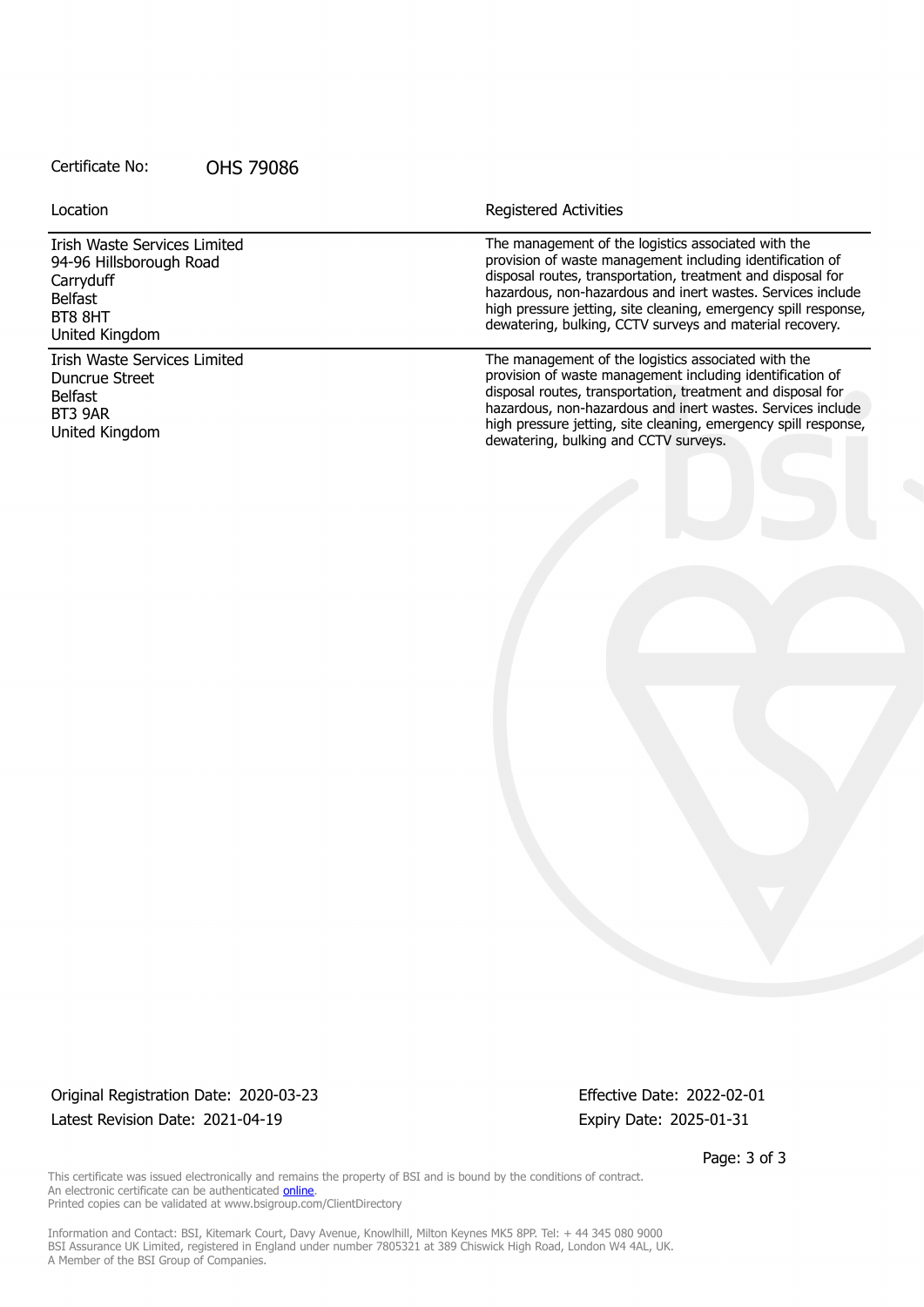Certificate No: OHS 79086

| Location | Registered Activities |
| --- | --- |
| Irish Waste Services Limited<br>94-96 Hillsborough Road<br>Carryduff<br>Belfast<br>BT8 8HT<br>United Kingdom | The management of the logistics associated with the provision of waste management including identification of disposal routes, transportation, treatment and disposal for hazardous, non-hazardous and inert wastes. Services include high pressure jetting, site cleaning, emergency spill response, dewatering, bulking, CCTV surveys and material recovery. |
| Irish Waste Services Limited<br>Duncrue Street<br>Belfast<br>BT3 9AR<br>United Kingdom | The management of the logistics associated with the provision of waste management including identification of disposal routes, transportation, treatment and disposal for hazardous, non-hazardous and inert wastes. Services include high pressure jetting, site cleaning, emergency spill response, dewatering, bulking and CCTV surveys. |

Original Registration Date: 2020-03-23

Latest Revision Date: 2021-04-19

Effective Date: 2022-02-01

Expiry Date: 2025-01-31

This certificate was issued electronically and remains the property of BSI and is bound by the conditions of contract.
An electronic certificate can be authenticated online.
Printed copies can be validated at www.bsigroup.com/ClientDirectory

Information and Contact: BSI, Kitemark Court, Davy Avenue, Knowlhill, Milton Keynes MK5 8PP. Tel: + 44 345 080 9000
BSI Assurance UK Limited, registered in England under number 7805321 at 389 Chiswick High Road, London W4 4AL, UK.
A Member of the BSI Group of Companies.